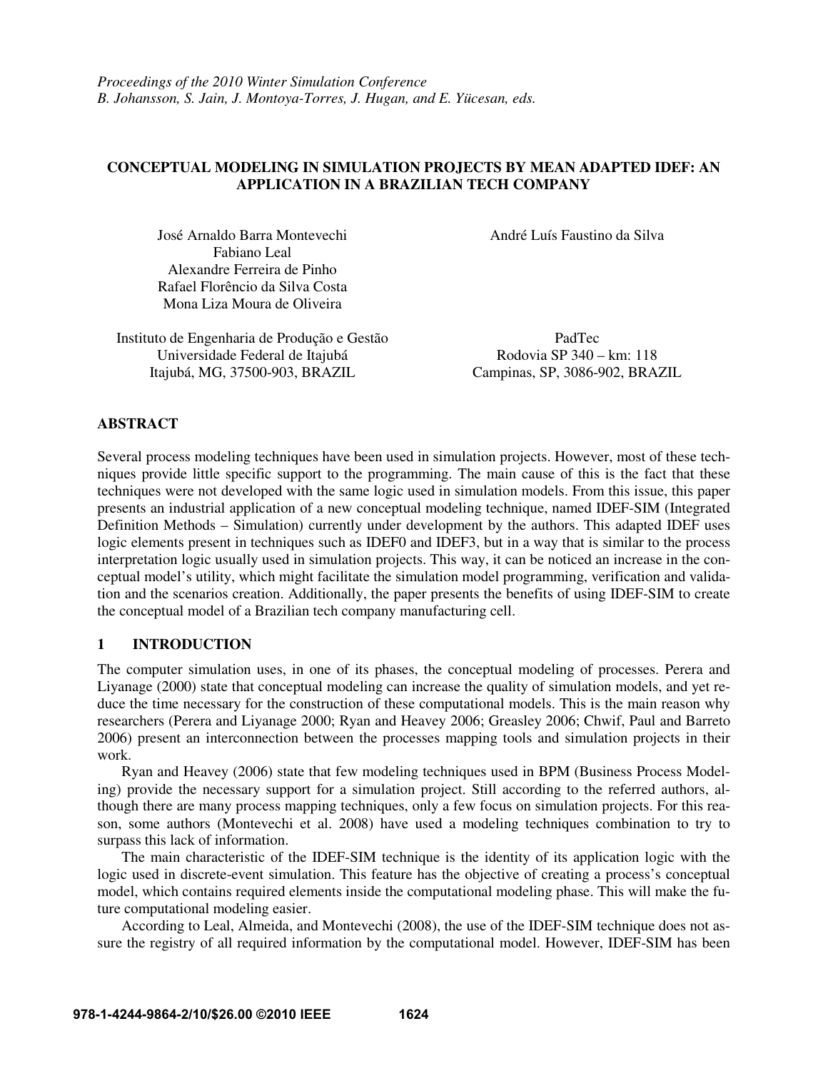*Proceedings of the 2010 Winter Simulation Conference*
*B. Johansson, S. Jain, J. Montoya-Torres, J. Hugan, and E. Yücesan, eds.*

# CONCEPTUAL MODELING IN SIMULATION PROJECTS BY MEAN ADAPTED IDEF: AN APPLICATION IN A BRAZILIAN TECH COMPANY

José Arnaldo Barra Montevechi
Fabiano Leal
Alexandre Ferreira de Pinho
Rafael Florêncio da Silva Costa
Mona Liza Moura de Oliveira

Instituto de Engenharia de Produção e Gestão
Universidade Federal de Itajubá
Itajubá, MG, 37500-903, BRAZIL

André Luís Faustino da Silva

PadTec
Rodovia SP 340 – km: 118
Campinas, SP, 3086-902, BRAZIL

## ABSTRACT

Several process modeling techniques have been used in simulation projects. However, most of these techniques provide little specific support to the programming. The main cause of this is the fact that these techniques were not developed with the same logic used in simulation models. From this issue, this paper presents an industrial application of a new conceptual modeling technique, named IDEF-SIM (Integrated Definition Methods – Simulation) currently under development by the authors. This adapted IDEF uses logic elements present in techniques such as IDEF0 and IDEF3, but in a way that is similar to the process interpretation logic usually used in simulation projects. This way, it can be noticed an increase in the conceptual model's utility, which might facilitate the simulation model programming, verification and validation and the scenarios creation. Additionally, the paper presents the benefits of using IDEF-SIM to create the conceptual model of a Brazilian tech company manufacturing cell.

## 1 INTRODUCTION

The computer simulation uses, in one of its phases, the conceptual modeling of processes. Perera and Liyanage (2000) state that conceptual modeling can increase the quality of simulation models, and yet reduce the time necessary for the construction of these computational models. This is the main reason why researchers (Perera and Liyanage 2000; Ryan and Heavey 2006; Greasley 2006; Chwif, Paul and Barreto 2006) present an interconnection between the processes mapping tools and simulation projects in their work.

Ryan and Heavey (2006) state that few modeling techniques used in BPM (Business Process Modeling) provide the necessary support for a simulation project. Still according to the referred authors, although there are many process mapping techniques, only a few focus on simulation projects. For this reason, some authors (Montevechi et al. 2008) have used a modeling techniques combination to try to surpass this lack of information.

The main characteristic of the IDEF-SIM technique is the identity of its application logic with the logic used in discrete-event simulation. This feature has the objective of creating a process's conceptual model, which contains required elements inside the computational modeling phase. This will make the future computational modeling easier.

According to Leal, Almeida, and Montevechi (2008), the use of the IDEF-SIM technique does not assure the registry of all required information by the computational model. However, IDEF-SIM has been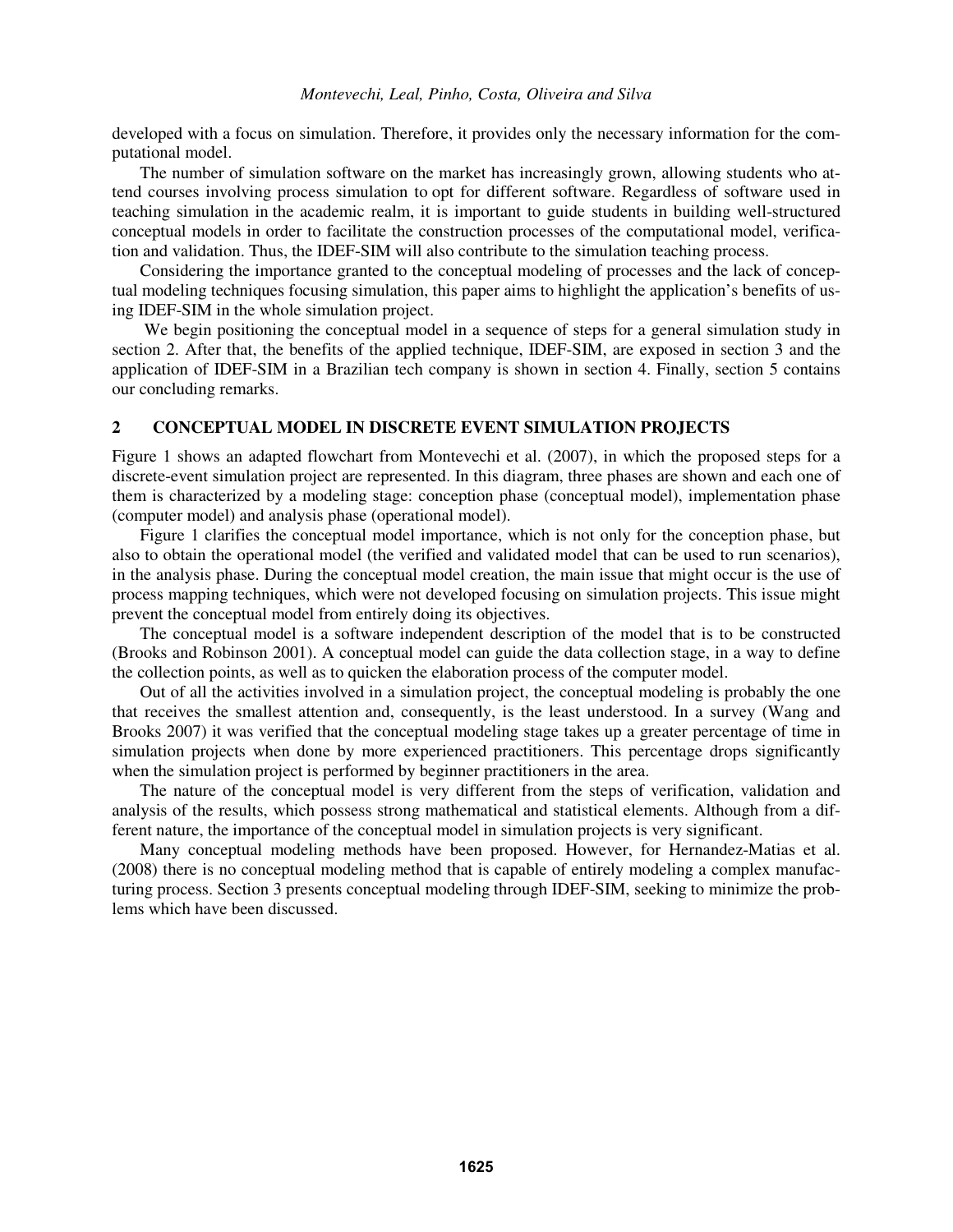developed with a focus on simulation. Therefore, it provides only the necessary information for the computational model.

The number of simulation software on the market has increasingly grown, allowing students who attend courses involving process simulation to opt for different software. Regardless of software used in teaching simulation in the academic realm, it is important to guide students in building well-structured conceptual models in order to facilitate the construction processes of the computational model, verification and validation. Thus, the IDEF-SIM will also contribute to the simulation teaching process.

Considering the importance granted to the conceptual modeling of processes and the lack of conceptual modeling techniques focusing simulation, this paper aims to highlight the application's benefits of using IDEF-SIM in the whole simulation project.

We begin positioning the conceptual model in a sequence of steps for a general simulation study in section 2. After that, the benefits of the applied technique, IDEF-SIM, are exposed in section 3 and the application of IDEF-SIM in a Brazilian tech company is shown in section 4. Finally, section 5 contains our concluding remarks.

## 2 CONCEPTUAL MODEL IN DISCRETE EVENT SIMULATION PROJECTS

Figure 1 shows an adapted flowchart from Montevechi et al. (2007), in which the proposed steps for a discrete-event simulation project are represented. In this diagram, three phases are shown and each one of them is characterized by a modeling stage: conception phase (conceptual model), implementation phase (computer model) and analysis phase (operational model).

Figure 1 clarifies the conceptual model importance, which is not only for the conception phase, but also to obtain the operational model (the verified and validated model that can be used to run scenarios), in the analysis phase. During the conceptual model creation, the main issue that might occur is the use of process mapping techniques, which were not developed focusing on simulation projects. This issue might prevent the conceptual model from entirely doing its objectives.

The conceptual model is a software independent description of the model that is to be constructed (Brooks and Robinson 2001). A conceptual model can guide the data collection stage, in a way to define the collection points, as well as to quicken the elaboration process of the computer model.

Out of all the activities involved in a simulation project, the conceptual modeling is probably the one that receives the smallest attention and, consequently, is the least understood. In a survey (Wang and Brooks 2007) it was verified that the conceptual modeling stage takes up a greater percentage of time in simulation projects when done by more experienced practitioners. This percentage drops significantly when the simulation project is performed by beginner practitioners in the area.

The nature of the conceptual model is very different from the steps of verification, validation and analysis of the results, which possess strong mathematical and statistical elements. Although from a different nature, the importance of the conceptual model in simulation projects is very significant.

Many conceptual modeling methods have been proposed. However, for Hernandez-Matias et al. (2008) there is no conceptual modeling method that is capable of entirely modeling a complex manufacturing process. Section 3 presents conceptual modeling through IDEF-SIM, seeking to minimize the problems which have been discussed.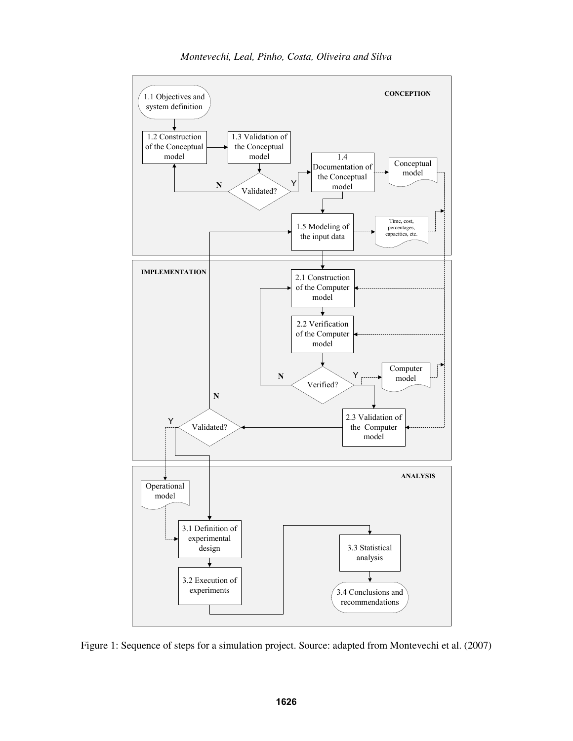**CONCEPTION**

1.1 Objectives and system definition

1.2 Construction of the Conceptual model

1.3 Validation of the Conceptual model

Validated? (N → 1.2 Construction of the Conceptual model; Y → 1.4 Documentation of the Conceptual model)

1.4 Documentation of the Conceptual model

Conceptual model

1.5 Modeling of the input data

Time, cost, percentages, capacities, etc.

**IMPLEMENTATION**

2.1 Construction of the Computer model

2.2 Verification of the Computer model

Verified? (N → 2.1 Construction of the Computer model; Y → 2.3 Validation of the Computer model)

Computer model

2.3 Validation of the Computer model

Validated? (N → 1.5 Modeling of the input data; Y → 3.1 Definition of experimental design)

**ANALYSIS**

Operational model

3.1 Definition of experimental design

3.2 Execution of experiments

3.3 Statistical analysis

3.4 Conclusions and recommendations

Figure 1: Sequence of steps for a simulation project. Source: adapted from Montevechi et al. (2007)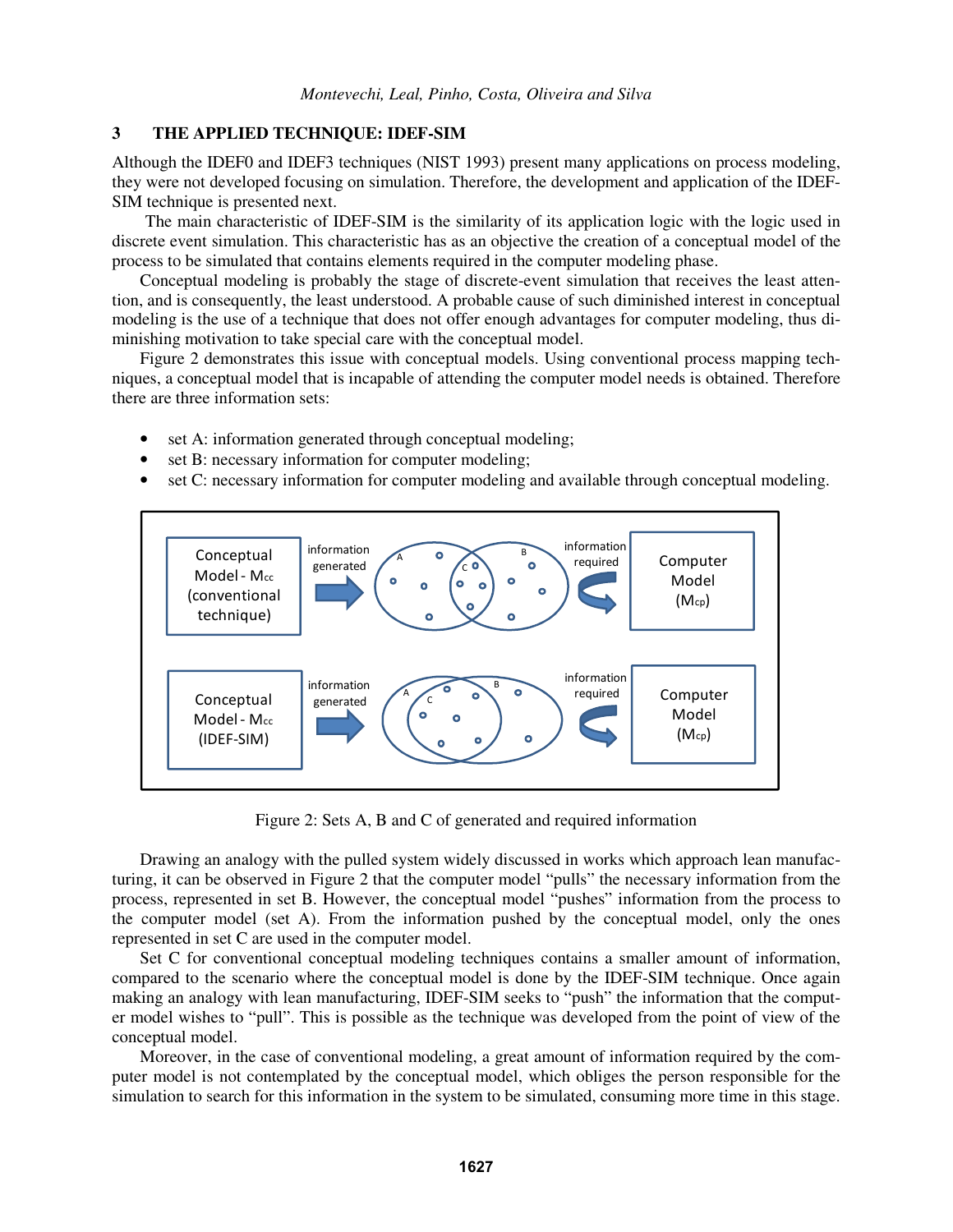## 3 THE APPLIED TECHNIQUE: IDEF-SIM

Although the IDEF0 and IDEF3 techniques (NIST 1993) present many applications on process modeling, they were not developed focusing on simulation. Therefore, the development and application of the IDEF-SIM technique is presented next.

The main characteristic of IDEF-SIM is the similarity of its application logic with the logic used in discrete event simulation. This characteristic has as an objective the creation of a conceptual model of the process to be simulated that contains elements required in the computer modeling phase.

Conceptual modeling is probably the stage of discrete-event simulation that receives the least attention, and is consequently, the least understood. A probable cause of such diminished interest in conceptual modeling is the use of a technique that does not offer enough advantages for computer modeling, thus diminishing motivation to take special care with the conceptual model.

Figure 2 demonstrates this issue with conceptual models. Using conventional process mapping techniques, a conceptual model that is incapable of attending the computer model needs is obtained. Therefore there are three information sets:

- set A: information generated through conceptual modeling;
- set B: necessary information for computer modeling;
- set C: necessary information for computer modeling and available through conceptual modeling.

Conceptual Model - $M_{cc}$ (conventional technique)
information generated
A
B
C
information required
Computer Model ($M_{cp}$)

Conceptual Model - $M_{cc}$ (IDEF-SIM)
information generated
A
B
C
information required
Computer Model ($M_{cp}$)

Figure 2: Sets A, B and C of generated and required information

Drawing an analogy with the pulled system widely discussed in works which approach lean manufacturing, it can be observed in Figure 2 that the computer model "pulls" the necessary information from the process, represented in set B. However, the conceptual model "pushes" information from the process to the computer model (set A). From the information pushed by the conceptual model, only the ones represented in set C are used in the computer model.

Set C for conventional conceptual modeling techniques contains a smaller amount of information, compared to the scenario where the conceptual model is done by the IDEF-SIM technique. Once again making an analogy with lean manufacturing, IDEF-SIM seeks to "push" the information that the computer model wishes to "pull". This is possible as the technique was developed from the point of view of the conceptual model.

Moreover, in the case of conventional modeling, a great amount of information required by the computer model is not contemplated by the conceptual model, which obliges the person responsible for the simulation to search for this information in the system to be simulated, consuming more time in this stage.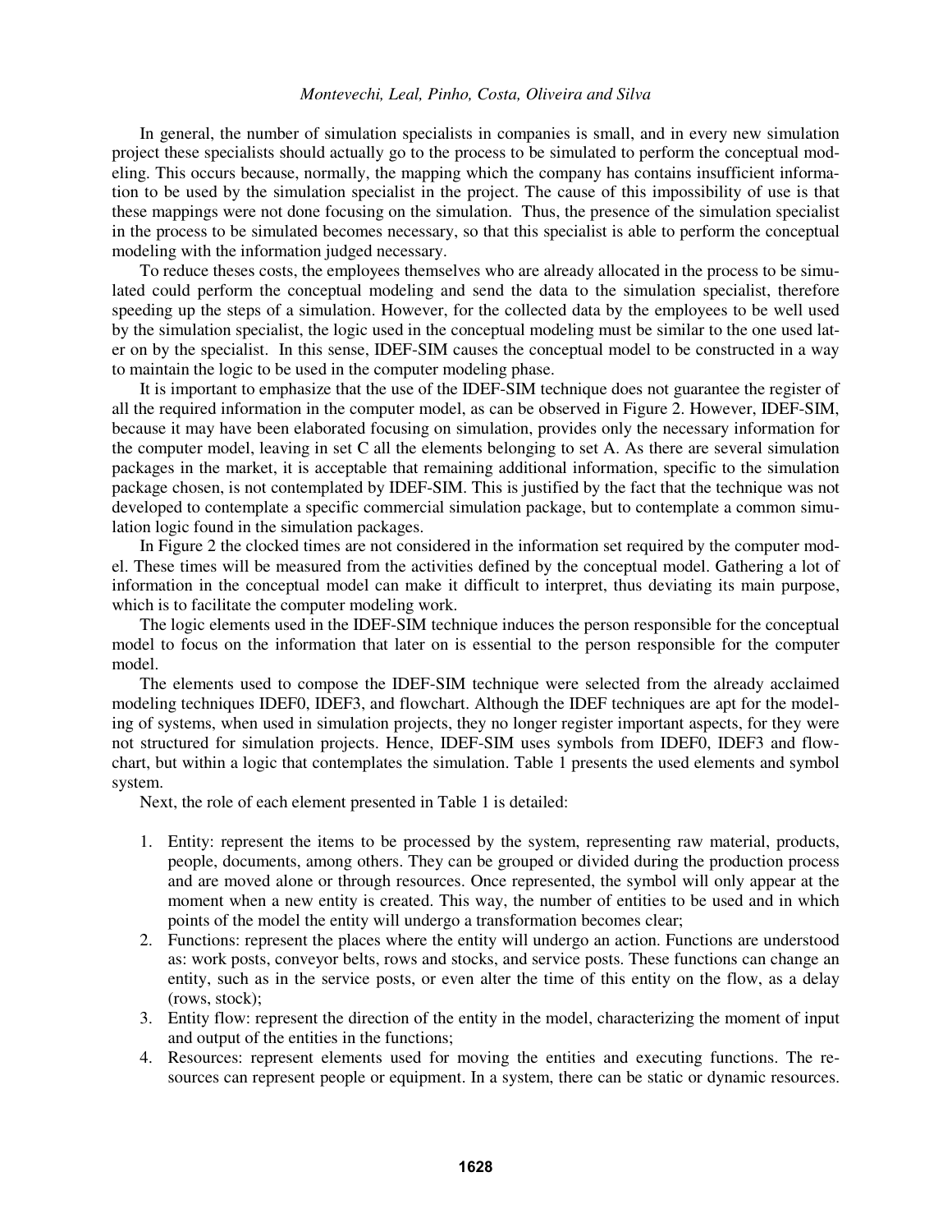In general, the number of simulation specialists in companies is small, and in every new simulation project these specialists should actually go to the process to be simulated to perform the conceptual modeling. This occurs because, normally, the mapping which the company has contains insufficient information to be used by the simulation specialist in the project. The cause of this impossibility of use is that these mappings were not done focusing on the simulation. Thus, the presence of the simulation specialist in the process to be simulated becomes necessary, so that this specialist is able to perform the conceptual modeling with the information judged necessary.

To reduce theses costs, the employees themselves who are already allocated in the process to be simulated could perform the conceptual modeling and send the data to the simulation specialist, therefore speeding up the steps of a simulation. However, for the collected data by the employees to be well used by the simulation specialist, the logic used in the conceptual modeling must be similar to the one used later on by the specialist. In this sense, IDEF-SIM causes the conceptual model to be constructed in a way to maintain the logic to be used in the computer modeling phase.

It is important to emphasize that the use of the IDEF-SIM technique does not guarantee the register of all the required information in the computer model, as can be observed in Figure 2. However, IDEF-SIM, because it may have been elaborated focusing on simulation, provides only the necessary information for the computer model, leaving in set C all the elements belonging to set A. As there are several simulation packages in the market, it is acceptable that remaining additional information, specific to the simulation package chosen, is not contemplated by IDEF-SIM. This is justified by the fact that the technique was not developed to contemplate a specific commercial simulation package, but to contemplate a common simulation logic found in the simulation packages.

In Figure 2 the clocked times are not considered in the information set required by the computer model. These times will be measured from the activities defined by the conceptual model. Gathering a lot of information in the conceptual model can make it difficult to interpret, thus deviating its main purpose, which is to facilitate the computer modeling work.

The logic elements used in the IDEF-SIM technique induces the person responsible for the conceptual model to focus on the information that later on is essential to the person responsible for the computer model.

The elements used to compose the IDEF-SIM technique were selected from the already acclaimed modeling techniques IDEF0, IDEF3, and flowchart. Although the IDEF techniques are apt for the modeling of systems, when used in simulation projects, they no longer register important aspects, for they were not structured for simulation projects. Hence, IDEF-SIM uses symbols from IDEF0, IDEF3 and flowchart, but within a logic that contemplates the simulation. Table 1 presents the used elements and symbol system.

Next, the role of each element presented in Table 1 is detailed:

1. Entity: represent the items to be processed by the system, representing raw material, products, people, documents, among others. They can be grouped or divided during the production process and are moved alone or through resources. Once represented, the symbol will only appear at the moment when a new entity is created. This way, the number of entities to be used and in which points of the model the entity will undergo a transformation becomes clear;
2. Functions: represent the places where the entity will undergo an action. Functions are understood as: work posts, conveyor belts, rows and stocks, and service posts. These functions can change an entity, such as in the service posts, or even alter the time of this entity on the flow, as a delay (rows, stock);
3. Entity flow: represent the direction of the entity in the model, characterizing the moment of input and output of the entities in the functions;
4. Resources: represent elements used for moving the entities and executing functions. The resources can represent people or equipment. In a system, there can be static or dynamic resources.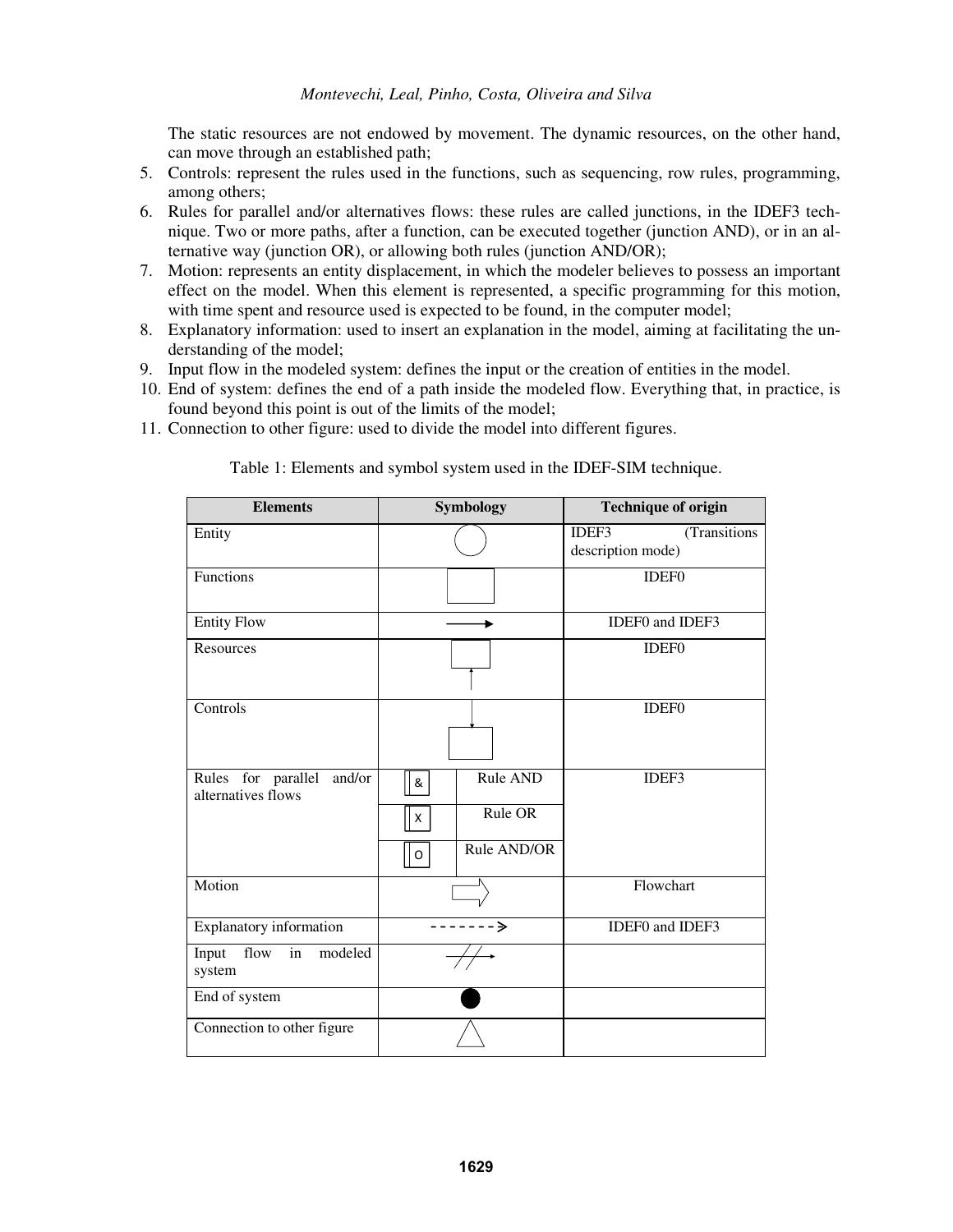The static resources are not endowed by movement. The dynamic resources, on the other hand, can move through an established path;

5. Controls: represent the rules used in the functions, such as sequencing, row rules, programming, among others;
6. Rules for parallel and/or alternatives flows: these rules are called junctions, in the IDEF3 technique. Two or more paths, after a function, can be executed together (junction AND), or in an alternative way (junction OR), or allowing both rules (junction AND/OR);
7. Motion: represents an entity displacement, in which the modeler believes to possess an important effect on the model. When this element is represented, a specific programming for this motion, with time spent and resource used is expected to be found, in the computer model;
8. Explanatory information: used to insert an explanation in the model, aiming at facilitating the understanding of the model;
9. Input flow in the modeled system: defines the input or the creation of entities in the model.
10. End of system: defines the end of a path inside the modeled flow. Everything that, in practice, is found beyond this point is out of the limits of the model;
11. Connection to other figure: used to divide the model into different figures.

Table 1: Elements and symbol system used in the IDEF-SIM technique.

| Elements | Symbology | | Technique of origin |
|---|---|---|---|
| Entity | ○ | | IDEF3 (Transitions description mode) |
| Functions | □ | | IDEF0 |
| Entity Flow | ⟶ | | IDEF0 and IDEF3 |
| Resources | □ with arrow from below | | IDEF0 |
| Controls | □ with arrow from above | | IDEF0 |
| Rules for parallel and/or alternatives flows | & | Rule AND | IDEF3 |
| | X | Rule OR | |
| | O | Rule AND/OR | |
| Motion | ⇨ | | Flowchart |
| Explanatory information | - - - - - - -> | | IDEF0 and IDEF3 |
| Input flow in modeled system | -//→ | | |
| End of system | ● | | |
| Connection to other figure | △ | | |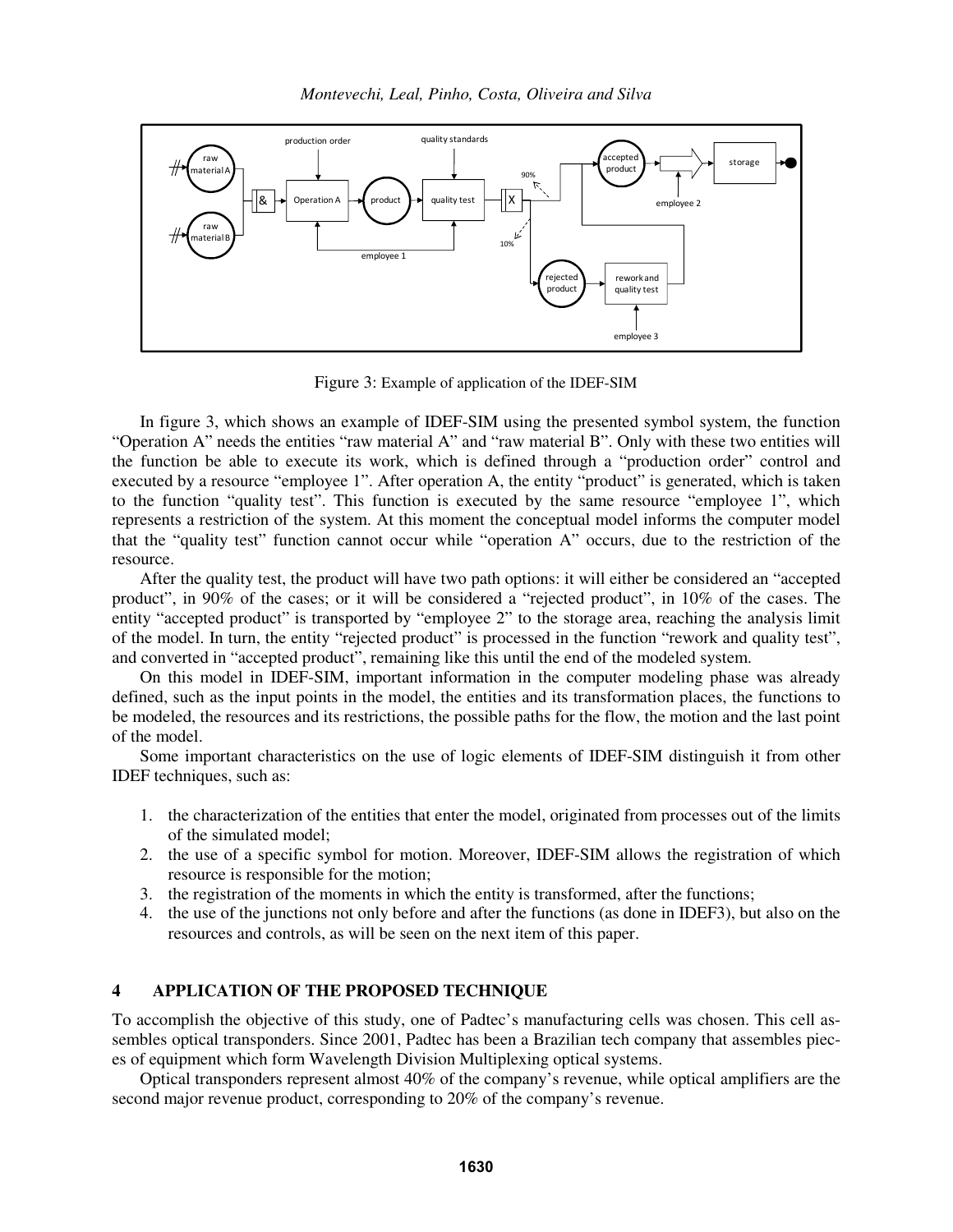Figure 3: Example of application of the IDEF-SIM

In figure 3, which shows an example of IDEF-SIM using the presented symbol system, the function "Operation A" needs the entities "raw material A" and "raw material B". Only with these two entities will the function be able to execute its work, which is defined through a "production order" control and executed by a resource "employee 1". After operation A, the entity "product" is generated, which is taken to the function "quality test". This function is executed by the same resource "employee 1", which represents a restriction of the system. At this moment the conceptual model informs the computer model that the "quality test" function cannot occur while "operation A" occurs, due to the restriction of the resource.

After the quality test, the product will have two path options: it will either be considered an "accepted product", in 90% of the cases; or it will be considered a "rejected product", in 10% of the cases. The entity "accepted product" is transported by "employee 2" to the storage area, reaching the analysis limit of the model. In turn, the entity "rejected product" is processed in the function "rework and quality test", and converted in "accepted product", remaining like this until the end of the modeled system.

On this model in IDEF-SIM, important information in the computer modeling phase was already defined, such as the input points in the model, the entities and its transformation places, the functions to be modeled, the resources and its restrictions, the possible paths for the flow, the motion and the last point of the model.

Some important characteristics on the use of logic elements of IDEF-SIM distinguish it from other IDEF techniques, such as:

1. the characterization of the entities that enter the model, originated from processes out of the limits of the simulated model;
2. the use of a specific symbol for motion. Moreover, IDEF-SIM allows the registration of which resource is responsible for the motion;
3. the registration of the moments in which the entity is transformed, after the functions;
4. the use of the junctions not only before and after the functions (as done in IDEF3), but also on the resources and controls, as will be seen on the next item of this paper.

## 4 APPLICATION OF THE PROPOSED TECHNIQUE

To accomplish the objective of this study, one of Padtec's manufacturing cells was chosen. This cell assembles optical transponders. Since 2001, Padtec has been a Brazilian tech company that assembles pieces of equipment which form Wavelength Division Multiplexing optical systems.

Optical transponders represent almost 40% of the company's revenue, while optical amplifiers are the second major revenue product, corresponding to 20% of the company's revenue.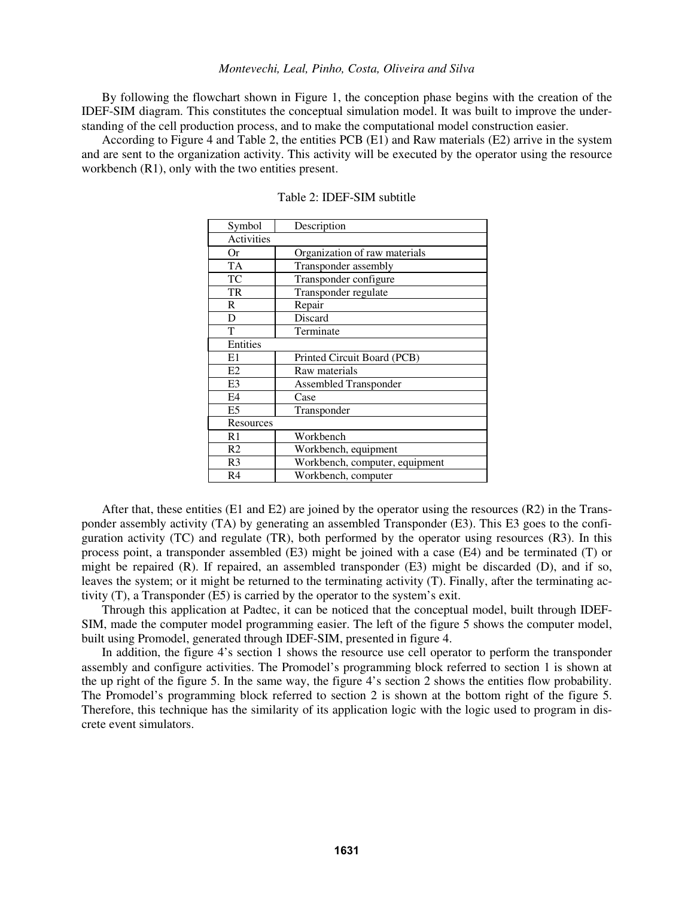By following the flowchart shown in Figure 1, the conception phase begins with the creation of the IDEF-SIM diagram. This constitutes the conceptual simulation model. It was built to improve the understanding of the cell production process, and to make the computational model construction easier.

According to Figure 4 and Table 2, the entities PCB (E1) and Raw materials (E2) arrive in the system and are sent to the organization activity. This activity will be executed by the operator using the resource workbench (R1), only with the two entities present.

Table 2: IDEF-SIM subtitle

| Symbol | Description |
|---|---|
| Activities | |
| Or | Organization of raw materials |
| TA | Transponder assembly |
| TC | Transponder configure |
| TR | Transponder regulate |
| R | Repair |
| D | Discard |
| T | Terminate |
| Entities | |
| E1 | Printed Circuit Board (PCB) |
| E2 | Raw materials |
| E3 | Assembled Transponder |
| E4 | Case |
| E5 | Transponder |
| Resources | |
| R1 | Workbench |
| R2 | Workbench, equipment |
| R3 | Workbench, computer, equipment |
| R4 | Workbench, computer |

After that, these entities (E1 and E2) are joined by the operator using the resources (R2) in the Transponder assembly activity (TA) by generating an assembled Transponder (E3). This E3 goes to the configuration activity (TC) and regulate (TR), both performed by the operator using resources (R3). In this process point, a transponder assembled (E3) might be joined with a case (E4) and be terminated (T) or might be repaired (R). If repaired, an assembled transponder (E3) might be discarded (D), and if so, leaves the system; or it might be returned to the terminating activity (T). Finally, after the terminating activity (T), a Transponder (E5) is carried by the operator to the system's exit.

Through this application at Padtec, it can be noticed that the conceptual model, built through IDEF-SIM, made the computer model programming easier. The left of the figure 5 shows the computer model, built using Promodel, generated through IDEF-SIM, presented in figure 4.

In addition, the figure 4's section 1 shows the resource use cell operator to perform the transponder assembly and configure activities. The Promodel's programming block referred to section 1 is shown at the up right of the figure 5. In the same way, the figure 4's section 2 shows the entities flow probability. The Promodel's programming block referred to section 2 is shown at the bottom right of the figure 5. Therefore, this technique has the similarity of its application logic with the logic used to program in discrete event simulators.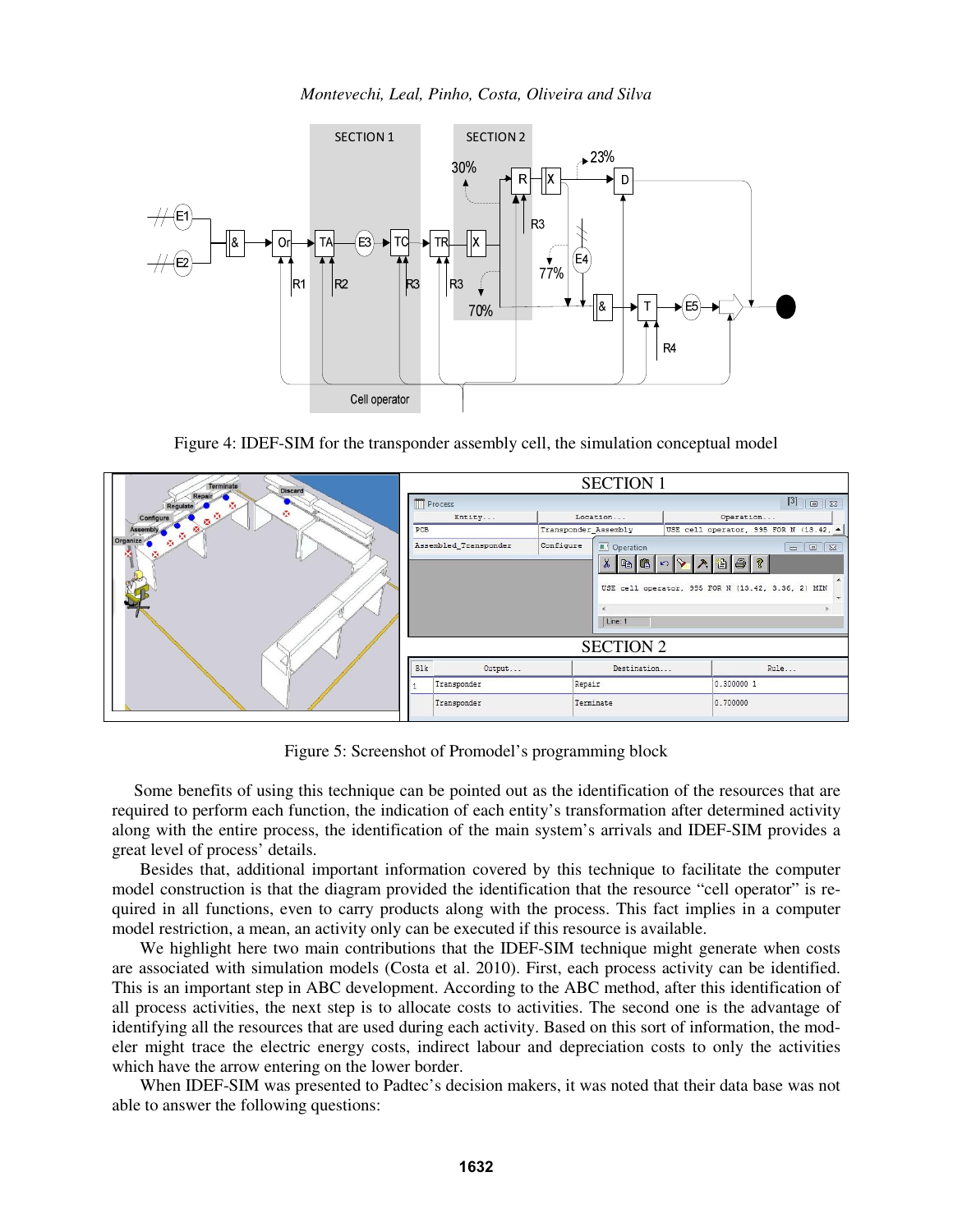Figure 4: IDEF-SIM for the transponder assembly cell, the simulation conceptual model

Figure 5: Screenshot of Promodel's programming block

Some benefits of using this technique can be pointed out as the identification of the resources that are required to perform each function, the indication of each entity's transformation after determined activity along with the entire process, the identification of the main system's arrivals and IDEF-SIM provides a great level of process' details.

Besides that, additional important information covered by this technique to facilitate the computer model construction is that the diagram provided the identification that the resource "cell operator" is required in all functions, even to carry products along with the process. This fact implies in a computer model restriction, a mean, an activity only can be executed if this resource is available.

We highlight here two main contributions that the IDEF-SIM technique might generate when costs are associated with simulation models (Costa et al. 2010). First, each process activity can be identified. This is an important step in ABC development. According to the ABC method, after this identification of all process activities, the next step is to allocate costs to activities. The second one is the advantage of identifying all the resources that are used during each activity. Based on this sort of information, the modeler might trace the electric energy costs, indirect labour and depreciation costs to only the activities which have the arrow entering on the lower border.

When IDEF-SIM was presented to Padtec's decision makers, it was noted that their data base was not able to answer the following questions: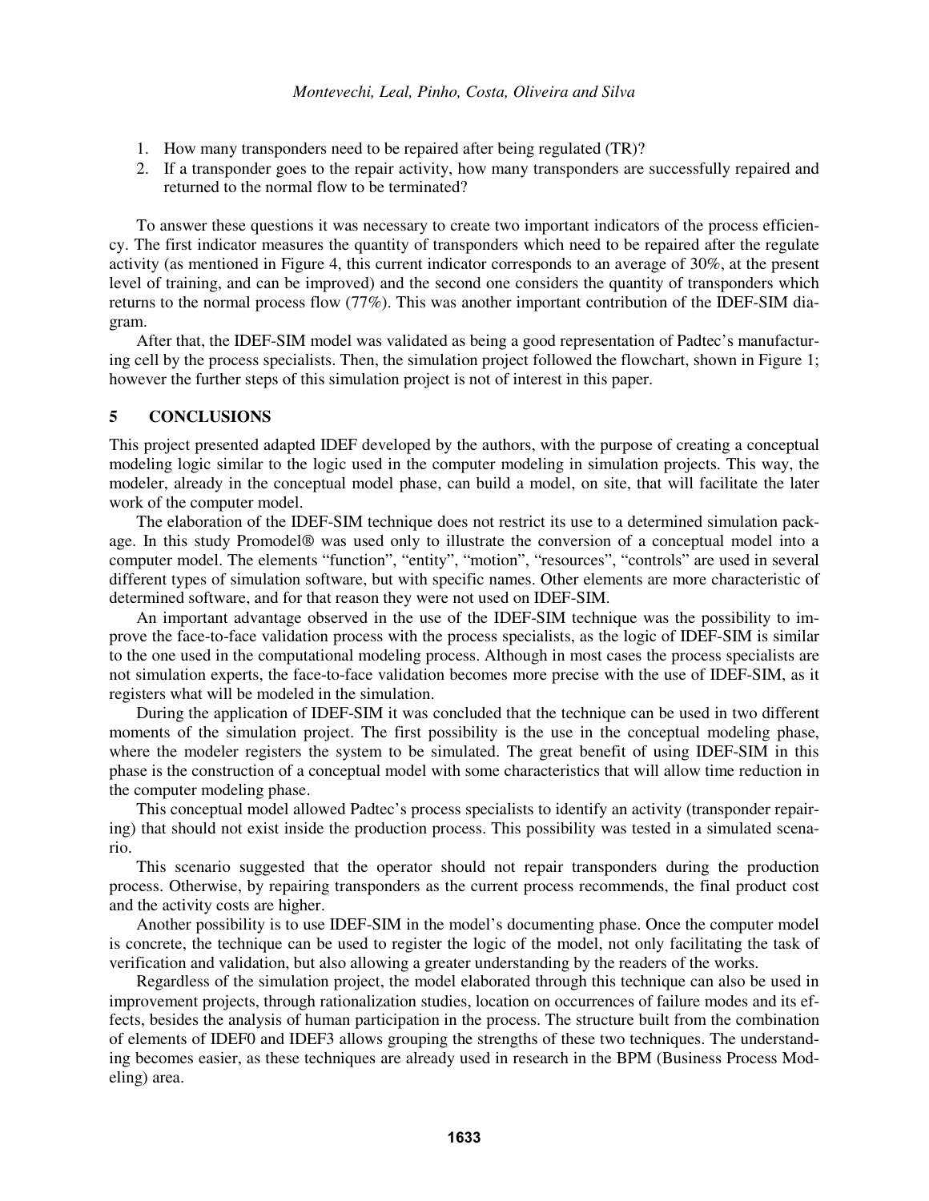1. How many transponders need to be repaired after being regulated (TR)?
2. If a transponder goes to the repair activity, how many transponders are successfully repaired and returned to the normal flow to be terminated?

To answer these questions it was necessary to create two important indicators of the process efficiency. The first indicator measures the quantity of transponders which need to be repaired after the regulate activity (as mentioned in Figure 4, this current indicator corresponds to an average of 30%, at the present level of training, and can be improved) and the second one considers the quantity of transponders which returns to the normal process flow (77%). This was another important contribution of the IDEF-SIM diagram.

After that, the IDEF-SIM model was validated as being a good representation of Padtec's manufacturing cell by the process specialists. Then, the simulation project followed the flowchart, shown in Figure 1; however the further steps of this simulation project is not of interest in this paper.

## 5 CONCLUSIONS

This project presented adapted IDEF developed by the authors, with the purpose of creating a conceptual modeling logic similar to the logic used in the computer modeling in simulation projects. This way, the modeler, already in the conceptual model phase, can build a model, on site, that will facilitate the later work of the computer model.

The elaboration of the IDEF-SIM technique does not restrict its use to a determined simulation package. In this study Promodel® was used only to illustrate the conversion of a conceptual model into a computer model. The elements "function", "entity", "motion", "resources", "controls" are used in several different types of simulation software, but with specific names. Other elements are more characteristic of determined software, and for that reason they were not used on IDEF-SIM.

An important advantage observed in the use of the IDEF-SIM technique was the possibility to improve the face-to-face validation process with the process specialists, as the logic of IDEF-SIM is similar to the one used in the computational modeling process. Although in most cases the process specialists are not simulation experts, the face-to-face validation becomes more precise with the use of IDEF-SIM, as it registers what will be modeled in the simulation.

During the application of IDEF-SIM it was concluded that the technique can be used in two different moments of the simulation project. The first possibility is the use in the conceptual modeling phase, where the modeler registers the system to be simulated. The great benefit of using IDEF-SIM in this phase is the construction of a conceptual model with some characteristics that will allow time reduction in the computer modeling phase.

This conceptual model allowed Padtec's process specialists to identify an activity (transponder repairing) that should not exist inside the production process. This possibility was tested in a simulated scenario.

This scenario suggested that the operator should not repair transponders during the production process. Otherwise, by repairing transponders as the current process recommends, the final product cost and the activity costs are higher.

Another possibility is to use IDEF-SIM in the model's documenting phase. Once the computer model is concrete, the technique can be used to register the logic of the model, not only facilitating the task of verification and validation, but also allowing a greater understanding by the readers of the works.

Regardless of the simulation project, the model elaborated through this technique can also be used in improvement projects, through rationalization studies, location on occurrences of failure modes and its effects, besides the analysis of human participation in the process. The structure built from the combination of elements of IDEF0 and IDEF3 allows grouping the strengths of these two techniques. The understanding becomes easier, as these techniques are already used in research in the BPM (Business Process Modeling) area.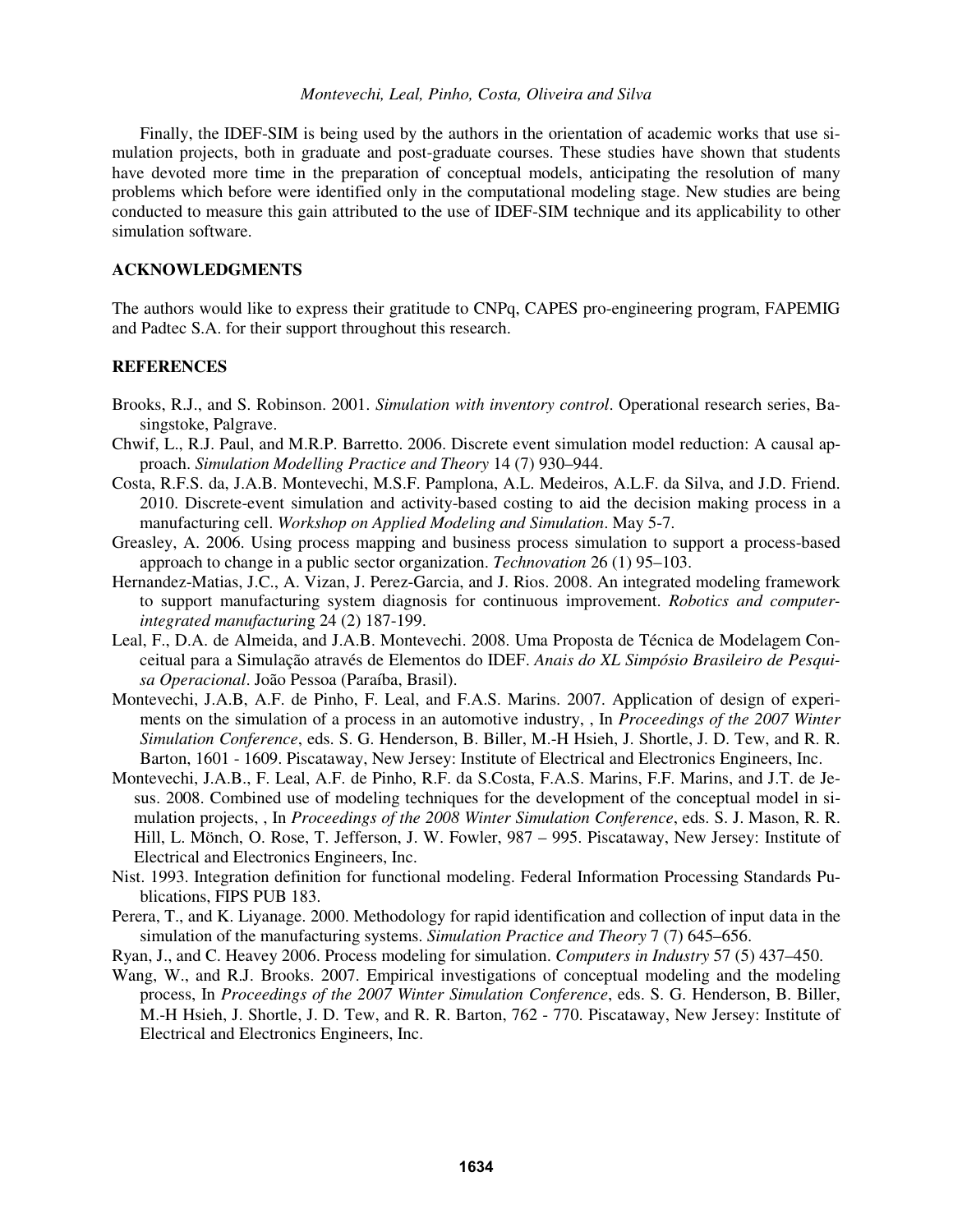Finally, the IDEF-SIM is being used by the authors in the orientation of academic works that use simulation projects, both in graduate and post-graduate courses. These studies have shown that students have devoted more time in the preparation of conceptual models, anticipating the resolution of many problems which before were identified only in the computational modeling stage. New studies are being conducted to measure this gain attributed to the use of IDEF-SIM technique and its applicability to other simulation software.

## ACKNOWLEDGMENTS

The authors would like to express their gratitude to CNPq, CAPES pro-engineering program, FAPEMIG and Padtec S.A. for their support throughout this research.

## REFERENCES

Brooks, R.J., and S. Robinson. 2001. *Simulation with inventory control*. Operational research series, Basingstoke, Palgrave.

Chwif, L., R.J. Paul, and M.R.P. Barretto. 2006. Discrete event simulation model reduction: A causal approach. *Simulation Modelling Practice and Theory* 14 (7) 930–944.

Costa, R.F.S. da, J.A.B. Montevechi, M.S.F. Pamplona, A.L. Medeiros, A.L.F. da Silva, and J.D. Friend. 2010. Discrete-event simulation and activity-based costing to aid the decision making process in a manufacturing cell. *Workshop on Applied Modeling and Simulation*. May 5-7.

Greasley, A. 2006. Using process mapping and business process simulation to support a process-based approach to change in a public sector organization. *Technovation* 26 (1) 95–103.

Hernandez-Matias, J.C., A. Vizan, J. Perez-Garcia, and J. Rios. 2008. An integrated modeling framework to support manufacturing system diagnosis for continuous improvement. *Robotics and computer-integrated manufacturing* 24 (2) 187-199.

Leal, F., D.A. de Almeida, and J.A.B. Montevechi. 2008. Uma Proposta de Técnica de Modelagem Conceitual para a Simulação através de Elementos do IDEF. *Anais do XL Simpósio Brasileiro de Pesquisa Operacional*. João Pessoa (Paraíba, Brasil).

Montevechi, J.A.B, A.F. de Pinho, F. Leal, and F.A.S. Marins. 2007. Application of design of experiments on the simulation of a process in an automotive industry, , In *Proceedings of the 2007 Winter Simulation Conference*, eds. S. G. Henderson, B. Biller, M.-H Hsieh, J. Shortle, J. D. Tew, and R. R. Barton, 1601 - 1609. Piscataway, New Jersey: Institute of Electrical and Electronics Engineers, Inc.

Montevechi, J.A.B., F. Leal, A.F. de Pinho, R.F. da S.Costa, F.A.S. Marins, F.F. Marins, and J.T. de Jesus. 2008. Combined use of modeling techniques for the development of the conceptual model in simulation projects, , In *Proceedings of the 2008 Winter Simulation Conference*, eds. S. J. Mason, R. R. Hill, L. Mönch, O. Rose, T. Jefferson, J. W. Fowler, 987 – 995. Piscataway, New Jersey: Institute of Electrical and Electronics Engineers, Inc.

Nist. 1993. Integration definition for functional modeling. Federal Information Processing Standards Publications, FIPS PUB 183.

Perera, T., and K. Liyanage. 2000. Methodology for rapid identification and collection of input data in the simulation of the manufacturing systems. *Simulation Practice and Theory* 7 (7) 645–656.

Ryan, J., and C. Heavey 2006. Process modeling for simulation. *Computers in Industry* 57 (5) 437–450.

Wang, W., and R.J. Brooks. 2007. Empirical investigations of conceptual modeling and the modeling process, In *Proceedings of the 2007 Winter Simulation Conference*, eds. S. G. Henderson, B. Biller, M.-H Hsieh, J. Shortle, J. D. Tew, and R. R. Barton, 762 - 770. Piscataway, New Jersey: Institute of Electrical and Electronics Engineers, Inc.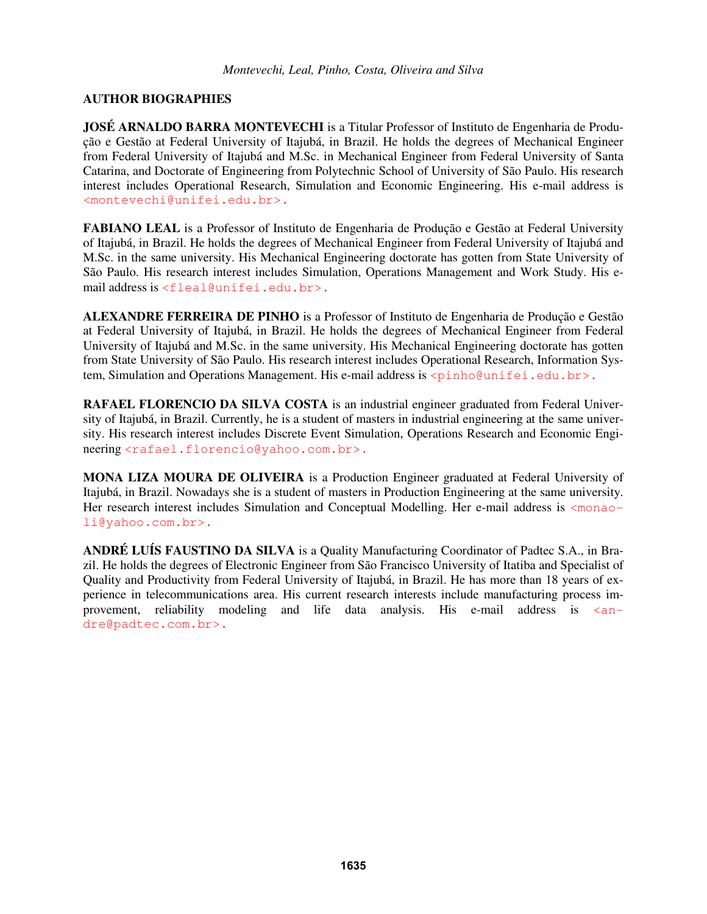## AUTHOR BIOGRAPHIES

**JOSÉ ARNALDO BARRA MONTEVECHI** is a Titular Professor of Instituto de Engenharia de Produção e Gestão at Federal University of Itajubá, in Brazil. He holds the degrees of Mechanical Engineer from Federal University of Itajubá and M.Sc. in Mechanical Engineer from Federal University of Santa Catarina, and Doctorate of Engineering from Polytechnic School of University of São Paulo. His research interest includes Operational Research, Simulation and Economic Engineering. His e-mail address is <montevechi@unifei.edu.br>.

**FABIANO LEAL** is a Professor of Instituto de Engenharia de Produção e Gestão at Federal University of Itajubá, in Brazil. He holds the degrees of Mechanical Engineer from Federal University of Itajubá and M.Sc. in the same university. His Mechanical Engineering doctorate has gotten from State University of São Paulo. His research interest includes Simulation, Operations Management and Work Study. His e-mail address is <fleal@unifei.edu.br>.

**ALEXANDRE FERREIRA DE PINHO** is a Professor of Instituto de Engenharia de Produção e Gestão at Federal University of Itajubá, in Brazil. He holds the degrees of Mechanical Engineer from Federal University of Itajubá and M.Sc. in the same university. His Mechanical Engineering doctorate has gotten from State University of São Paulo. His research interest includes Operational Research, Information System, Simulation and Operations Management. His e-mail address is <pinho@unifei.edu.br>.

**RAFAEL FLORENCIO DA SILVA COSTA** is an industrial engineer graduated from Federal University of Itajubá, in Brazil. Currently, he is a student of masters in industrial engineering at the same university. His research interest includes Discrete Event Simulation, Operations Research and Economic Engineering <rafael.florencio@yahoo.com.br>.

**MONA LIZA MOURA DE OLIVEIRA** is a Production Engineer graduated at Federal University of Itajubá, in Brazil. Nowadays she is a student of masters in Production Engineering at the same university. Her research interest includes Simulation and Conceptual Modelling. Her e-mail address is <monaoli@yahoo.com.br>.

**ANDRÉ LUÍS FAUSTINO DA SILVA** is a Quality Manufacturing Coordinator of Padtec S.A., in Brazil. He holds the degrees of Electronic Engineer from São Francisco University of Itatiba and Specialist of Quality and Productivity from Federal University of Itajubá, in Brazil. He has more than 18 years of experience in telecommunications area. His current research interests include manufacturing process improvement, reliability modeling and life data analysis. His e-mail address is <andre@padtec.com.br>.